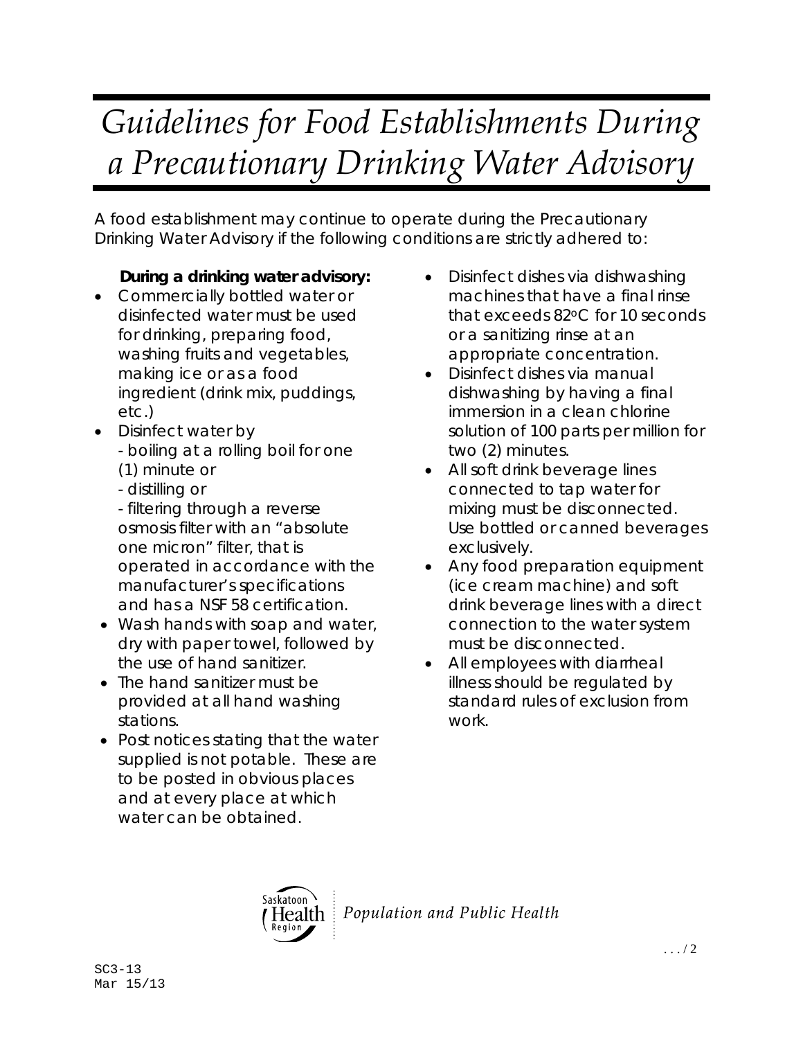# *Guidelines for Food Establishments During a Precautionary Drinking Water Advisory*

A food establishment may continue to operate during the Precautionary Drinking Water Advisory if the following conditions are strictly adhered to:

**During a drinking water advisory:**

- Commercially bottled water or disinfected water must be used for drinking, preparing food, washing fruits and vegetables, making ice or as a food ingredient (drink mix, puddings, etc.)
- Disinfect water by
  - boiling at a rolling boil for one (1) minute or
  - distilling or
  - filtering through a reverse osmosis filter with an "absolute one micron" filter, that is operated in accordance with the manufacturer's specifications and has a NSF 58 certification.
- Wash hands with soap and water, dry with paper towel, followed by the use of hand sanitizer.
- The hand sanitizer must be provided at all hand washing stations.
- Post notices stating that the water supplied is not potable. These are to be posted in obvious places and at every place at which water can be obtained.
- Disinfect dishes via dishwashing machines that have a final rinse that exceeds 82°C for 10 seconds or a sanitizing rinse at an appropriate concentration.
- Disinfect dishes via manual dishwashing by having a final immersion in a clean chlorine solution of 100 parts per million for two (2) minutes.
- All soft drink beverage lines connected to tap water for mixing must be disconnected. Use bottled or canned beverages exclusively.
- Any food preparation equipment (ice cream machine) and soft drink beverage lines with a direct connection to the water system must be disconnected.
- All employees with diarrheal illness should be regulated by standard rules of exclusion from work.

Saskatoon Health Region | Population and Public Health

.../2

SC3-13
Mar 15/13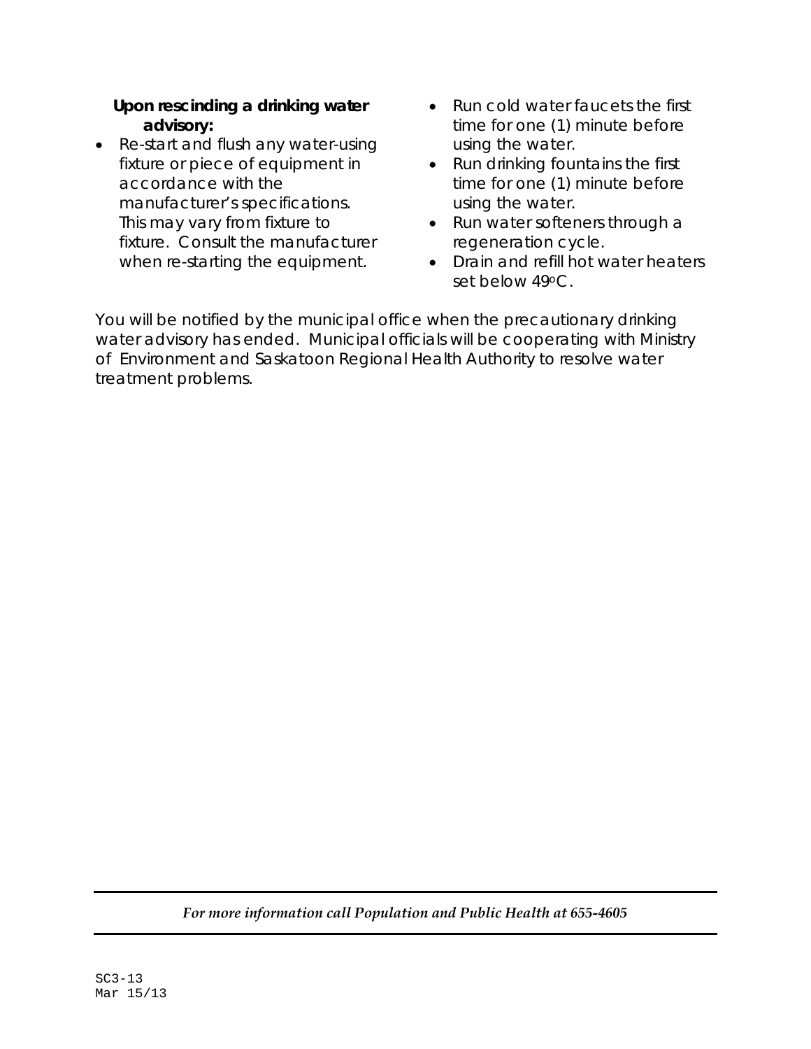**Upon rescinding a drinking water advisory:**

- Re-start and flush any water-using fixture or piece of equipment in accordance with the manufacturer's specifications. This may vary from fixture to fixture. Consult the manufacturer when re-starting the equipment.
- Run cold water faucets the first time for one (1) minute before using the water.
- Run drinking fountains the first time for one (1) minute before using the water.
- Run water softeners through a regeneration cycle.
- Drain and refill hot water heaters set below 49$^{o}$C.

You will be notified by the municipal office when the precautionary drinking water advisory has ended. Municipal officials will be cooperating with Ministry of Environment and Saskatoon Regional Health Authority to resolve water treatment problems.

---

*For more information call Population and Public Health at 655-4605*

---

SC3-13
Mar 15/13